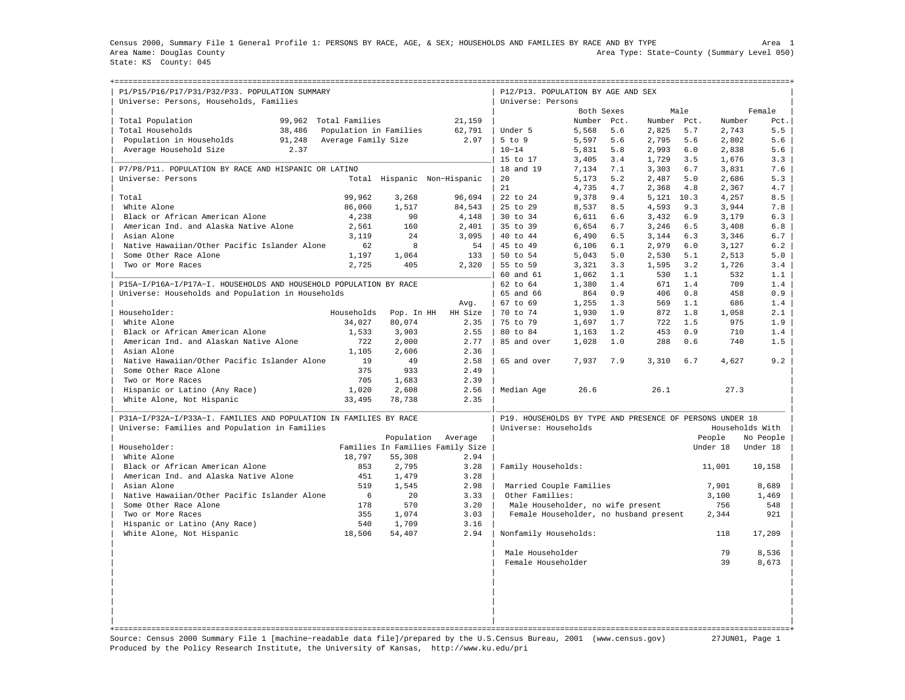Census 2000, Summary File 1 General Profile 1: PERSONS BY RACE, AGE, & SEX; HOUSEHOLDS AND FAMILIES BY RACE AND BY TYPE — Area 1

Area Name: Douglas County — Area Type: State-County (Summary Level 050)

State: KS County: 045

## P1/P15/P16/P17/P31/P32/P33. POPULATION SUMMARY

Universe: Persons, Households, Families

| | | | |
|---|---|---|---|
| Total Population | 99,962 | Total Families | 21,159 |
| Total Households | 38,486 | Population in Families | 62,791 |
| Population in Households | 91,248 | Average Family Size | 2.97 |
| Average Household Size | 2.37 | | |

## P7/P8/P11. POPULATION BY RACE AND HISPANIC OR LATINO

Universe: Persons

| | Total | Hispanic | Non-Hispanic |
|---|---|---|---|
| Total | 99,962 | 3,268 | 96,694 |
| White Alone | 86,060 | 1,517 | 84,543 |
| Black or African American Alone | 4,238 | 90 | 4,148 |
| American Ind. and Alaska Native Alone | 2,561 | 160 | 2,401 |
| Asian Alone | 3,119 | 24 | 3,095 |
| Native Hawaiian/Other Pacific Islander Alone | 62 | 8 | 54 |
| Some Other Race Alone | 1,197 | 1,064 | 133 |
| Two or More Races | 2,725 | 405 | 2,320 |

## P15A-I/P16A-I/P17A-I. HOUSEHOLDS AND HOUSEHOLD POPULATION BY RACE

Universe: Households and Population in Households

| Householder: | Households | Pop. In HH | Avg. HH Size |
|---|---|---|---|
| White Alone | 34,027 | 80,074 | 2.35 |
| Black or African American Alone | 1,533 | 3,903 | 2.55 |
| American Ind. and Alaskan Native Alone | 722 | 2,000 | 2.77 |
| Asian Alone | 1,105 | 2,606 | 2.36 |
| Native Hawaiian/Other Pacific Islander Alone | 19 | 49 | 2.58 |
| Some Other Race Alone | 375 | 933 | 2.49 |
| Two or More Races | 705 | 1,683 | 2.39 |
| Hispanic or Latino (Any Race) | 1,020 | 2,608 | 2.56 |
| White Alone, Not Hispanic | 33,495 | 78,738 | 2.35 |

## P31A-I/P32A-I/P33A-I. FAMILIES AND POPULATION IN FAMILIES BY RACE

Universe: Families and Population in Families

| Householder: | Families | Population In Families | Average Family Size |
|---|---|---|---|
| White Alone | 18,797 | 55,308 | 2.94 |
| Black or African American Alone | 853 | 2,795 | 3.28 |
| American Ind. and Alaska Native Alone | 451 | 1,479 | 3.28 |
| Asian Alone | 519 | 1,545 | 2.98 |
| Native Hawaiian/Other Pacific Islander Alone | 6 | 20 | 3.33 |
| Some Other Race Alone | 178 | 570 | 3.20 |
| Two or More Races | 355 | 1,074 | 3.03 |
| Hispanic or Latino (Any Race) | 540 | 1,709 | 3.16 |
| White Alone, Not Hispanic | 18,506 | 54,407 | 2.94 |

## P12/P13. POPULATION BY AGE AND SEX

Universe: Persons

| | Both Sexes Number | Both Sexes Pct. | Male Number | Male Pct. | Female Number | Female Pct. |
|---|---|---|---|---|---|---|
| Under 5 | 5,568 | 5.6 | 2,825 | 5.7 | 2,743 | 5.5 |
| 5 to 9 | 5,597 | 5.6 | 2,795 | 5.6 | 2,802 | 5.6 |
| 10-14 | 5,831 | 5.8 | 2,993 | 6.0 | 2,838 | 5.6 |
| 15 to 17 | 3,405 | 3.4 | 1,729 | 3.5 | 1,676 | 3.3 |
| 18 and 19 | 7,134 | 7.1 | 3,303 | 6.7 | 3,831 | 7.6 |
| 20 | 5,173 | 5.2 | 2,487 | 5.0 | 2,686 | 5.3 |
| 21 | 4,735 | 4.7 | 2,368 | 4.8 | 2,367 | 4.7 |
| 22 to 24 | 9,378 | 9.4 | 5,121 | 10.3 | 4,257 | 8.5 |
| 25 to 29 | 8,537 | 8.5 | 4,593 | 9.3 | 3,944 | 7.8 |
| 30 to 34 | 6,611 | 6.6 | 3,432 | 6.9 | 3,179 | 6.3 |
| 35 to 39 | 6,654 | 6.7 | 3,246 | 6.5 | 3,408 | 6.8 |
| 40 to 44 | 6,490 | 6.5 | 3,144 | 6.3 | 3,346 | 6.7 |
| 45 to 49 | 6,106 | 6.1 | 2,979 | 6.0 | 3,127 | 6.2 |
| 50 to 54 | 5,043 | 5.0 | 2,530 | 5.1 | 2,513 | 5.0 |
| 55 to 59 | 3,321 | 3.3 | 1,595 | 3.2 | 1,726 | 3.4 |
| 60 and 61 | 1,062 | 1.1 | 530 | 1.1 | 532 | 1.1 |
| 62 to 64 | 1,380 | 1.4 | 671 | 1.4 | 709 | 1.4 |
| 65 and 66 | 864 | 0.9 | 406 | 0.8 | 458 | 0.9 |
| 67 to 69 | 1,255 | 1.3 | 569 | 1.1 | 686 | 1.4 |
| 70 to 74 | 1,930 | 1.9 | 872 | 1.8 | 1,058 | 2.1 |
| 75 to 79 | 1,697 | 1.7 | 722 | 1.5 | 975 | 1.9 |
| 80 to 84 | 1,163 | 1.2 | 453 | 0.9 | 710 | 1.4 |
| 85 and over | 1,028 | 1.0 | 288 | 0.6 | 740 | 1.5 |
| 65 and over | 7,937 | 7.9 | 3,310 | 6.7 | 4,627 | 9.2 |
| Median Age | 26.6 | | 26.1 | | 27.3 | |

## P19. HOUSEHOLDS BY TYPE AND PRESENCE OF PERSONS UNDER 18

Universe: Households

| | Households With People Under 18 | Households With No People Under 18 |
|---|---|---|
| Family Households: | 11,001 | 10,158 |
| Married Couple Families | 7,901 | 8,689 |
| Other Families: | 3,100 | 1,469 |
| Male Householder, no wife present | 756 | 548 |
| Female Householder, no husband present | 2,344 | 921 |
| Nonfamily Households: | 118 | 17,209 |
| Male Householder | 79 | 8,536 |
| Female Householder | 39 | 8,673 |

Source: Census 2000 Summary File 1 [machine-readable data file]/prepared by the U.S.Census Bureau, 2001 (www.census.gov) 27JUN01, Page 1

Produced by the Policy Research Institute, the University of Kansas, http://www.ku.edu/pri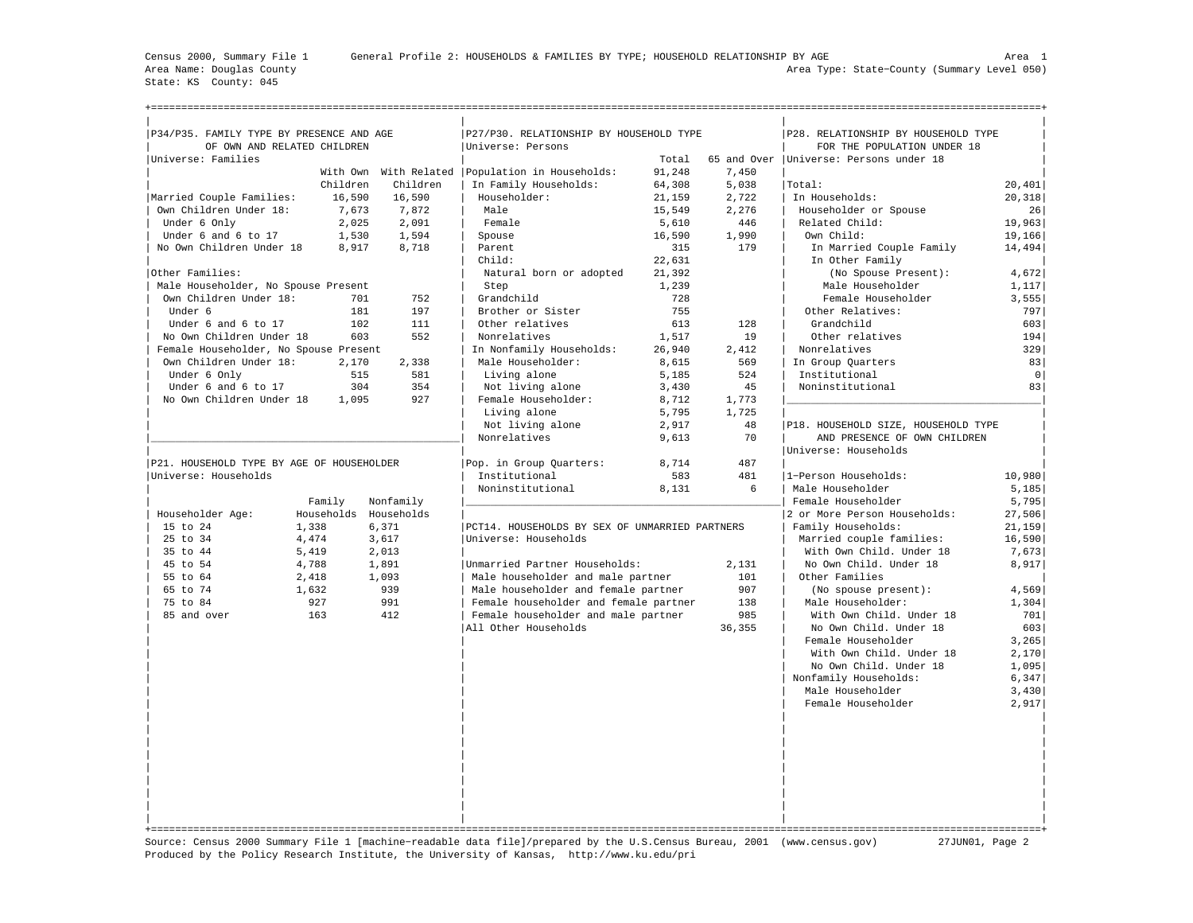Census 2000, Summary File 1 General Profile 2: HOUSEHOLDS & FAMILIES BY TYPE; HOUSEHOLD RELATIONSHIP BY AGE Area 1
Area Name: Douglas County Area Type: State-County (Summary Level 050)
State: KS County: 045

## P34/P35. FAMILY TYPE BY PRESENCE AND AGE OF OWN AND RELATED CHILDREN

Universe: Families

| | With Own Children | With Related Children |
|---|---|---|
| Married Couple Families: | 16,590 | 16,590 |
| Own Children Under 18: | 7,673 | 7,872 |
| Under 6 Only | 2,025 | 2,091 |
| Under 6 and 6 to 17 | 1,530 | 1,594 |
| No Own Children Under 18 | 8,917 | 8,718 |
| Other Families: | | |
| Male Householder, No Spouse Present | | |
| Own Children Under 18: | 701 | 752 |
| Under 6 | 181 | 197 |
| Under 6 and 6 to 17 | 102 | 111 |
| No Own Children Under 18 | 603 | 552 |
| Female Householder, No Spouse Present | | |
| Own Children Under 18: | 2,170 | 2,338 |
| Under 6 Only | 515 | 581 |
| Under 6 and 6 to 17 | 304 | 354 |
| No Own Children Under 18 | 1,095 | 927 |

## P21. HOUSEHOLD TYPE BY AGE OF HOUSEHOLDER

Universe: Households

| Householder Age: | Family Households | Nonfamily Households |
|---|---|---|
| 15 to 24 | 1,338 | 6,371 |
| 25 to 34 | 4,474 | 3,617 |
| 35 to 44 | 5,419 | 2,013 |
| 45 to 54 | 4,788 | 1,891 |
| 55 to 64 | 2,418 | 1,093 |
| 65 to 74 | 1,632 | 939 |
| 75 to 84 | 927 | 991 |
| 85 and over | 163 | 412 |

## P27/P30. RELATIONSHIP BY HOUSEHOLD TYPE

Universe: Persons

| | Total | 65 and Over |
|---|---|---|
| Population in Households: | 91,248 | 7,450 |
| In Family Households: | 64,308 | 5,038 |
| Householder: | 21,159 | 2,722 |
| Male | 15,549 | 2,276 |
| Female | 5,610 | 446 |
| Spouse | 16,590 | 1,990 |
| Parent | 315 | 179 |
| Child: | 22,631 | |
| Natural born or adopted | 21,392 | |
| Step | 1,239 | |
| Grandchild | 728 | |
| Brother or Sister | 755 | |
| Other relatives | 613 | 128 |
| Nonrelatives | 1,517 | 19 |
| In Nonfamily Households: | 26,940 | 2,412 |
| Male Householder: | 8,615 | 569 |
| Living alone | 5,185 | 524 |
| Not living alone | 3,430 | 45 |
| Female Householder: | 8,712 | 1,773 |
| Living alone | 5,795 | 1,725 |
| Not living alone | 2,917 | 48 |
| Nonrelatives | 9,613 | 70 |
| Pop. in Group Quarters: | 8,714 | 487 |
| Institutional | 583 | 481 |
| Noninstitutional | 8,131 | 6 |

## PCT14. HOUSEHOLDS BY SEX OF UNMARRIED PARTNERS

Universe: Households

| | |
|---|---|
| Unmarried Partner Households: | 2,131 |
| Male householder and male partner | 101 |
| Male householder and female partner | 907 |
| Female householder and female partner | 138 |
| Female householder and male partner | 985 |
| All Other Households | 36,355 |

## P28. RELATIONSHIP BY HOUSEHOLD TYPE FOR THE POPULATION UNDER 18

Universe: Persons under 18

| | |
|---|---|
| Total: | 20,401 |
| In Households: | 20,318 |
| Householder or Spouse | 26 |
| Related Child: | 19,963 |
| Own Child: | 19,166 |
| In Married Couple Family | 14,494 |
| In Other Family (No Spouse Present): | 4,672 |
| Male Householder | 1,117 |
| Female Householder | 3,555 |
| Other Relatives: | 797 |
| Grandchild | 603 |
| Other relatives | 194 |
| Nonrelatives | 329 |
| In Group Quarters | 83 |
| Institutional | 0 |
| Noninstitutional | 83 |

## P18. HOUSEHOLD SIZE, HOUSEHOLD TYPE AND PRESENCE OF OWN CHILDREN

Universe: Households

| | |
|---|---|
| 1-Person Households: | 10,980 |
| Male Householder | 5,185 |
| Female Householder | 5,795 |
| 2 or More Person Households: | 27,506 |
| Family Households: | 21,159 |
| Married couple families: | 16,590 |
| With Own Child. Under 18 | 7,673 |
| No Own Child. Under 18 | 8,917 |
| Other Families (No spouse present): | 4,569 |
| Male Householder: | 1,304 |
| With Own Child. Under 18 | 701 |
| No Own Child. Under 18 | 603 |
| Female Householder | 3,265 |
| With Own Child. Under 18 | 2,170 |
| No Own Child. Under 18 | 1,095 |
| Nonfamily Households: | 6,347 |
| Male Householder | 3,430 |
| Female Householder | 2,917 |

Source: Census 2000 Summary File 1 [machine-readable data file]/prepared by the U.S.Census Bureau, 2001 (www.census.gov) 27JUN01
Produced by the Policy Research Institute, the University of Kansas, http://www.ku.edu/pri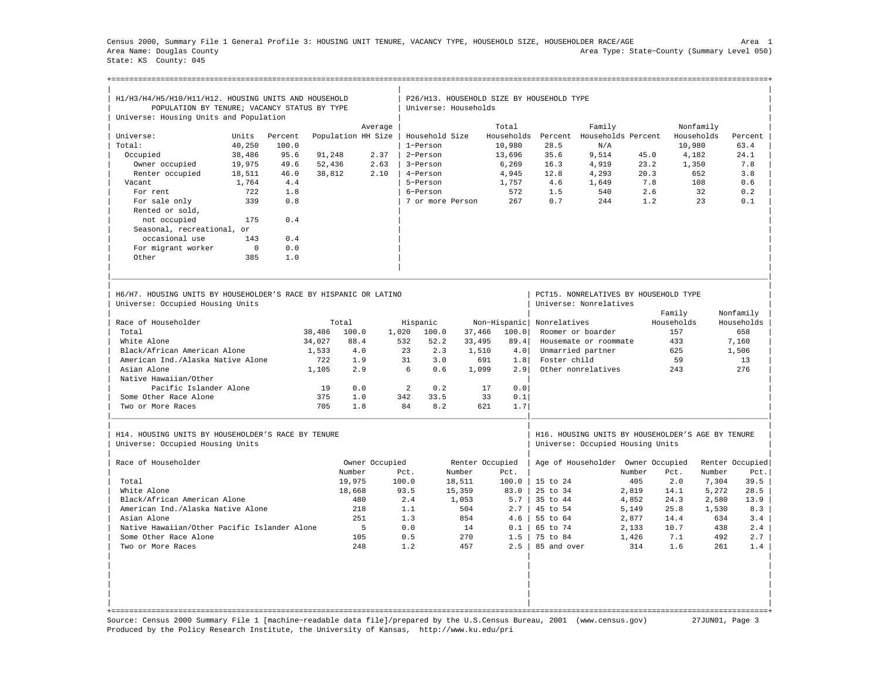Census 2000, Summary File 1 General Profile 3: HOUSING UNIT TENURE, VACANCY TYPE, HOUSEHOLD SIZE, HOUSEHOLDER RACE/AGE — Area 1

Area Name: Douglas County — Area Type: State-County (Summary Level 050)

State: KS County: 045

## H1/H3/H4/H5/H10/H11/H12. HOUSING UNITS AND HOUSEHOLD POPULATION BY TENURE; VACANCY STATUS BY TYPE

Universe: Housing Units and Population

| Universe: | Units | Percent | Population | Average HH Size |
|---|---|---|---|---|
| Total: | 40,250 | 100.0 | | |
| Occupied | 38,486 | 95.6 | 91,248 | 2.37 |
| Owner occupied | 19,975 | 49.6 | 52,436 | 2.63 |
| Renter occupied | 18,511 | 46.0 | 38,812 | 2.10 |
| Vacant | 1,764 | 4.4 | | |
| For rent | 722 | 1.8 | | |
| For sale only | 339 | 0.8 | | |
| Rented or sold, not occupied | 175 | 0.4 | | |
| Seasonal, recreational, or occasional use | 143 | 0.4 | | |
| For migrant worker | 0 | 0.0 | | |
| Other | 385 | 1.0 | | |

## P26/H13. HOUSEHOLD SIZE BY HOUSEHOLD TYPE

Universe: Households

| Household Size | Total Households | Percent | Family Households | Percent | Nonfamily Households | Percent |
|---|---|---|---|---|---|---|
| 1-Person | 10,980 | 28.5 | N/A | | 10,980 | 63.4 |
| 2-Person | 13,696 | 35.6 | 9,514 | 45.0 | 4,182 | 24.1 |
| 3-Person | 6,269 | 16.3 | 4,919 | 23.2 | 1,350 | 7.8 |
| 4-Person | 4,945 | 12.8 | 4,293 | 20.3 | 652 | 3.8 |
| 5-Person | 1,757 | 4.6 | 1,649 | 7.8 | 108 | 0.6 |
| 6-Person | 572 | 1.5 | 540 | 2.6 | 32 | 0.2 |
| 7 or more Person | 267 | 0.7 | 244 | 1.2 | 23 | 0.1 |

## H6/H7. HOUSING UNITS BY HOUSEHOLDER'S RACE BY HISPANIC OR LATINO

Universe: Occupied Housing Units

| Race of Householder | Total | | Hispanic | | Non-Hispanic | |
|---|---|---|---|---|---|---|
| Total | 38,486 | 100.0 | 1,020 | 100.0 | 37,466 | 100.0 |
| White Alone | 34,027 | 88.4 | 532 | 52.2 | 33,495 | 89.4 |
| Black/African American Alone | 1,533 | 4.0 | 23 | 2.3 | 1,510 | 4.0 |
| American Ind./Alaska Native Alone | 722 | 1.9 | 31 | 3.0 | 691 | 1.8 |
| Asian Alone | 1,105 | 2.9 | 6 | 0.6 | 1,099 | 2.9 |
| Native Hawaiian/Other Pacific Islander Alone | 19 | 0.0 | 2 | 0.2 | 17 | 0.0 |
| Some Other Race Alone | 375 | 1.0 | 342 | 33.5 | 33 | 0.1 |
| Two or More Races | 705 | 1.8 | 84 | 8.2 | 621 | 1.7 |

## PCT15. NONRELATIVES BY HOUSEHOLD TYPE

Universe: Nonrelatives

| Nonrelatives | Family Households | Nonfamily Households |
|---|---|---|
| Roomer or boarder | 157 | 658 |
| Housemate or roommate | 433 | 7,160 |
| Unmarried partner | 625 | 1,506 |
| Foster child | 59 | 13 |
| Other nonrelatives | 243 | 276 |

## H14. HOUSING UNITS BY HOUSEHOLDER'S RACE BY TENURE

Universe: Occupied Housing Units

| Race of Householder | Owner Occupied Number | Pct. | Renter Occupied Number | Pct. |
|---|---|---|---|---|
| Total | 19,975 | 100.0 | 18,511 | 100.0 |
| White Alone | 18,668 | 93.5 | 15,359 | 83.0 |
| Black/African American Alone | 480 | 2.4 | 1,053 | 5.7 |
| American Ind./Alaska Native Alone | 218 | 1.1 | 504 | 2.7 |
| Asian Alone | 251 | 1.3 | 854 | 4.6 |
| Native Hawaiian/Other Pacific Islander Alone | 5 | 0.0 | 14 | 0.1 |
| Some Other Race Alone | 105 | 0.5 | 270 | 1.5 |
| Two or More Races | 248 | 1.2 | 457 | 2.5 |

## H16. HOUSING UNITS BY HOUSEHOLDER'S AGE BY TENURE

Universe: Occupied Housing Units

| Age of Householder | Owner Occupied Number | Pct. | Renter Occupied Number | Pct. |
|---|---|---|---|---|
| 15 to 24 | 405 | 2.0 | 7,304 | 39.5 |
| 25 to 34 | 2,819 | 14.1 | 5,272 | 28.5 |
| 35 to 44 | 4,852 | 24.3 | 2,580 | 13.9 |
| 45 to 54 | 5,149 | 25.8 | 1,530 | 8.3 |
| 55 to 64 | 2,877 | 14.4 | 634 | 3.4 |
| 65 to 74 | 2,133 | 10.7 | 438 | 2.4 |
| 75 to 84 | 1,426 | 7.1 | 492 | 2.7 |
| 85 and over | 314 | 1.6 | 261 | 1.4 |

Source: Census 2000 Summary File 1 [machine-readable data file]/prepared by the U.S.Census Bureau, 2001 (www.census.gov) 27JUN01

Produced by the Policy Research Institute, the University of Kansas, http://www.ku.edu/pri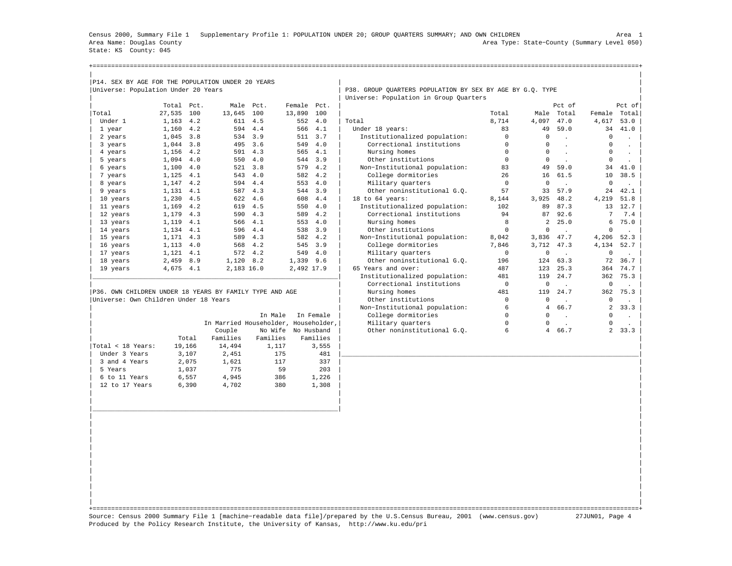Census 2000, Summary File 1 Supplementary Profile 1: POPULATION UNDER 20; GROUP QUARTERS SUMMARY; AND OWN CHILDREN

Area 1

Area Name: Douglas County

Area Type: State-County (Summary Level 050)

State: KS County: 045

## P14. SEX BY AGE FOR THE POPULATION UNDER 20 YEARS

Universe: Population Under 20 Years

| | Total | Pct. | Male | Pct. | Female | Pct. |
|---|---|---|---|---|---|---|
| Total | 27,535 | 100 | 13,645 | 100 | 13,890 | 100 |
| Under 1 | 1,163 | 4.2 | 611 | 4.5 | 552 | 4.0 |
| 1 year | 1,160 | 4.2 | 594 | 4.4 | 566 | 4.1 |
| 2 years | 1,045 | 3.8 | 534 | 3.9 | 511 | 3.7 |
| 3 years | 1,044 | 3.8 | 495 | 3.6 | 549 | 4.0 |
| 4 years | 1,156 | 4.2 | 591 | 4.3 | 565 | 4.1 |
| 5 years | 1,094 | 4.0 | 550 | 4.0 | 544 | 3.9 |
| 6 years | 1,100 | 4.0 | 521 | 3.8 | 579 | 4.2 |
| 7 years | 1,125 | 4.1 | 543 | 4.0 | 582 | 4.2 |
| 8 years | 1,147 | 4.2 | 594 | 4.4 | 553 | 4.0 |
| 9 years | 1,131 | 4.1 | 587 | 4.3 | 544 | 3.9 |
| 10 years | 1,230 | 4.5 | 622 | 4.6 | 608 | 4.4 |
| 11 years | 1,169 | 4.2 | 619 | 4.5 | 550 | 4.0 |
| 12 years | 1,179 | 4.3 | 590 | 4.3 | 589 | 4.2 |
| 13 years | 1,119 | 4.1 | 566 | 4.1 | 553 | 4.0 |
| 14 years | 1,134 | 4.1 | 596 | 4.4 | 538 | 3.9 |
| 15 years | 1,171 | 4.3 | 589 | 4.3 | 582 | 4.2 |
| 16 years | 1,113 | 4.0 | 568 | 4.2 | 545 | 3.9 |
| 17 years | 1,121 | 4.1 | 572 | 4.2 | 549 | 4.0 |
| 18 years | 2,459 | 8.9 | 1,120 | 8.2 | 1,339 | 9.6 |
| 19 years | 4,675 | 4.1 | 2,183 | 16.0 | 2,492 | 17.9 |

## P36. OWN CHILDREN UNDER 18 YEARS BY FAMILY TYPE AND AGE

Universe: Own Children Under 18 Years

| | Total | In Married Couple Families | In Male Householder, No Wife Families | In Female Householder, No Husband Families |
|---|---|---|---|---|
| Total < 18 Years: | 19,166 | 14,494 | 1,117 | 3,555 |
| Under 3 Years | 3,107 | 2,451 | 175 | 481 |
| 3 and 4 Years | 2,075 | 1,621 | 117 | 337 |
| 5 Years | 1,037 | 775 | 59 | 203 |
| 6 to 11 Years | 6,557 | 4,945 | 386 | 1,226 |
| 12 to 17 Years | 6,390 | 4,702 | 380 | 1,308 |

## P38. GROUP QUARTERS POPULATION BY SEX BY AGE BY G.Q. TYPE

Universe: Population in Group Quarters

| | Total | Male | Pct of Total | Female | Pct of Total |
|---|---|---|---|---|---|
| Total | 8,714 | 4,097 | 47.0 | 4,617 | 53.0 |
| Under 18 years: | 83 | 49 | 59.0 | 34 | 41.0 |
| Institutionalized population: | 0 | 0 | . | 0 | . |
| Correctional institutions | 0 | 0 | . | 0 | . |
| Nursing homes | 0 | 0 | . | 0 | . |
| Other institutions | 0 | 0 | . | 0 | . |
| Non-Institutional population: | 83 | 49 | 59.0 | 34 | 41.0 |
| College dormitories | 26 | 16 | 61.5 | 10 | 38.5 |
| Military quarters | 0 | 0 | . | 0 | . |
| Other noninstitutional G.Q. | 57 | 33 | 57.9 | 24 | 42.1 |
| 18 to 64 years: | 8,144 | 3,925 | 48.2 | 4,219 | 51.8 |
| Institutionalized population: | 102 | 89 | 87.3 | 13 | 12.7 |
| Correctional institutions | 94 | 87 | 92.6 | 7 | 7.4 |
| Nursing homes | 8 | 2 | 25.0 | 6 | 75.0 |
| Other institutions | 0 | 0 | . | 0 | . |
| Non-Institutional population: | 8,042 | 3,836 | 47.7 | 4,206 | 52.3 |
| College dormitories | 7,846 | 3,712 | 47.3 | 4,134 | 52.7 |
| Military quarters | 0 | 0 | . | 0 | . |
| Other noninstitutional G.Q. | 196 | 124 | 63.3 | 72 | 36.7 |
| 65 Years and over: | 487 | 123 | 25.3 | 364 | 74.7 |
| Institutionalized population: | 481 | 119 | 24.7 | 362 | 75.3 |
| Correctional institutions | 0 | 0 | . | 0 | . |
| Nursing homes | 481 | 119 | 24.7 | 362 | 75.3 |
| Other institutions | 0 | 0 | . | 0 | . |
| Non-Institutional population: | 6 | 4 | 66.7 | 2 | 33.3 |
| College dormitories | 0 | 0 | . | 0 | . |
| Military quarters | 0 | 0 | . | 0 | . |
| Other noninstitutional G.Q. | 6 | 4 | 66.7 | 2 | 33.3 |

Source: Census 2000 Summary File 1 [machine-readable data file]/prepared by the U.S.Census Bureau, 2001 (www.census.gov) 27JUN01

Produced by the Policy Research Institute, the University of Kansas, http://www.ku.edu/pri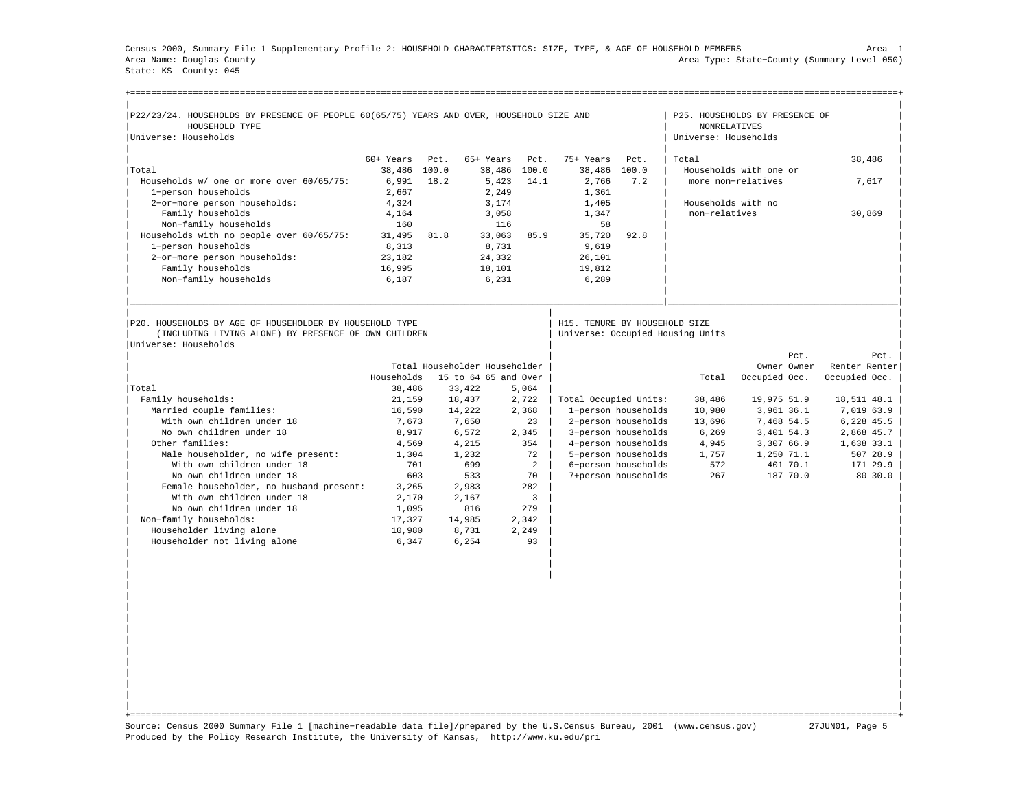Census 2000, Summary File 1 Supplementary Profile 2: HOUSEHOLD CHARACTERISTICS: SIZE, TYPE, & AGE OF HOUSEHOLD MEMBERS — Area 1

Area Name: Douglas County — Area Type: State-County (Summary Level 050)

State: KS County: 045

## P22/23/24. HOUSEHOLDS BY PRESENCE OF PEOPLE 60(65/75) YEARS AND OVER, HOUSEHOLD SIZE AND HOUSEHOLD TYPE

Universe: Households

| | 60+ Years | Pct. | 65+ Years | Pct. | 75+ Years | Pct. |
|---|---|---|---|---|---|---|
| Total | 38,486 | 100.0 | 38,486 | 100.0 | 38,486 | 100.0 |
| Households w/ one or more over 60/65/75: | 6,991 | 18.2 | 5,423 | 14.1 | 2,766 | 7.2 |
| 1-person households | 2,667 | | 2,249 | | 1,361 | |
| 2-or-more person households: | 4,324 | | 3,174 | | 1,405 | |
| Family households | 4,164 | | 3,058 | | 1,347 | |
| Non-family households | 160 | | 116 | | 58 | |
| Households with no people over 60/65/75: | 31,495 | 81.8 | 33,063 | 85.9 | 35,720 | 92.8 |
| 1-person households | 8,313 | | 8,731 | | 9,619 | |
| 2-or-more person households: | 23,182 | | 24,332 | | 26,101 | |
| Family households | 16,995 | | 18,101 | | 19,812 | |
| Non-family households | 6,187 | | 6,231 | | 6,289 | |

## P25. HOUSEHOLDS BY PRESENCE OF NONRELATIVES

Universe: Households

| | |
|---|---|
| Total | 38,486 |
| Households with one or more non-relatives | 7,617 |
| Households with no non-relatives | 30,869 |

## P20. HOUSEHOLDS BY AGE OF HOUSEHOLDER BY HOUSEHOLD TYPE (INCLUDING LIVING ALONE) BY PRESENCE OF OWN CHILDREN

Universe: Households

| | Total Households | Householder 15 to 64 | Householder 65 and Over |
|---|---|---|---|
| Total | 38,486 | 33,422 | 5,064 |
| Family households: | 21,159 | 18,437 | 2,722 |
| Married couple families: | 16,590 | 14,222 | 2,368 |
| With own children under 18 | 7,673 | 7,650 | 23 |
| No own children under 18 | 8,917 | 6,572 | 2,345 |
| Other families: | 4,569 | 4,215 | 354 |
| Male householder, no wife present: | 1,304 | 1,232 | 72 |
| With own children under 18 | 701 | 699 | 2 |
| No own children under 18 | 603 | 533 | 70 |
| Female householder, no husband present: | 3,265 | 2,983 | 282 |
| With own children under 18 | 2,170 | 2,167 | 3 |
| No own children under 18 | 1,095 | 816 | 279 |
| Non-family households: | 17,327 | 14,985 | 2,342 |
| Householder living alone | 10,980 | 8,731 | 2,249 |
| Householder not living alone | 6,347 | 6,254 | 93 |

## H15. TENURE BY HOUSEHOLD SIZE

Universe: Occupied Housing Units

| | Total | Owner Occupied | Pct. Owner Occ. | Renter Occupied | Pct. Renter Occ. |
|---|---|---|---|---|---|
| Total Occupied Units: | 38,486 | 19,975 | 51.9 | 18,511 | 48.1 |
| 1-person households | 10,980 | 3,961 | 36.1 | 7,019 | 63.9 |
| 2-person households | 13,696 | 7,468 | 54.5 | 6,228 | 45.5 |
| 3-person households | 6,269 | 3,401 | 54.3 | 2,868 | 45.7 |
| 4-person households | 4,945 | 3,307 | 66.9 | 1,638 | 33.1 |
| 5-person households | 1,757 | 1,250 | 71.1 | 507 | 28.9 |
| 6-person households | 572 | 401 | 70.1 | 171 | 29.9 |
| 7+person households | 267 | 187 | 70.0 | 80 | 30.0 |

Source: Census 2000 Summary File 1 [machine-readable data file]/prepared by the U.S.Census Bureau, 2001 (www.census.gov) 27JUN01

Produced by the Policy Research Institute, the University of Kansas, http://www.ku.edu/pri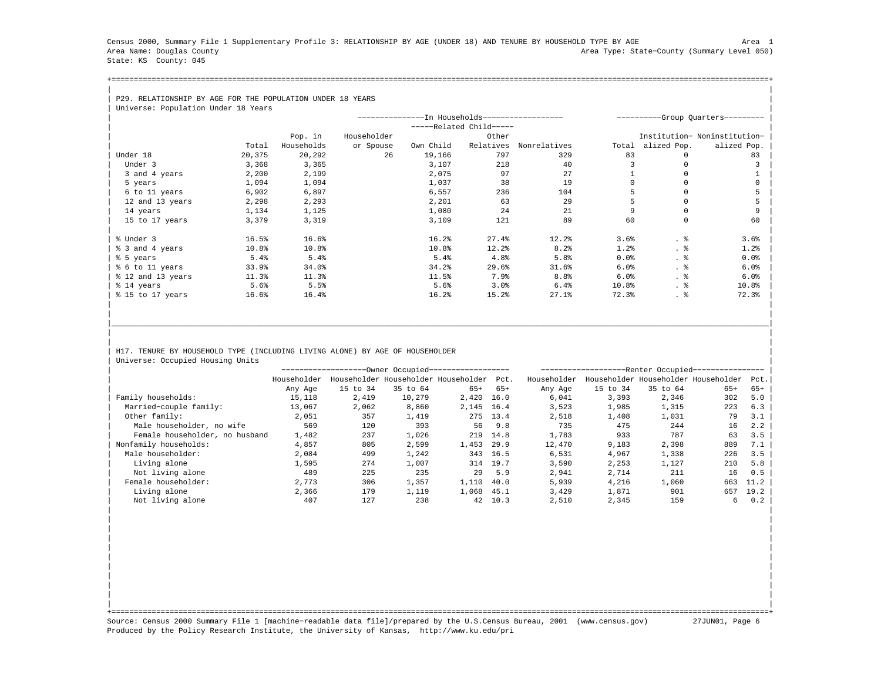Census 2000, Summary File 1 Supplementary Profile 3: RELATIONSHIP BY AGE (UNDER 18) AND TENURE BY HOUSEHOLD TYPE BY AGE    Area 1
Area Name: Douglas County    Area Type: State−County (Summary Level 050)
State: KS County: 045

## P29. RELATIONSHIP BY AGE FOR THE POPULATION UNDER 18 YEARS

Universe: Population Under 18 Years

| | | In Households | | | | | Group Quarters | | |
|---|---|---|---|---|---|---|---|---|---|
| | | | | Related Child | | | | | |
| | Total | Pop. in Households | Householder or Spouse | Own Child | Other Relatives | Nonrelatives | Total | Institutionalized Pop. | Noninstitutionalized Pop. |
| Under 18 | 20,375 | 20,292 | 26 | 19,166 | 797 | 329 | 83 | 0 | 83 |
| Under 3 | 3,368 | 3,365 | | 3,107 | 218 | 40 | 3 | 0 | 3 |
| 3 and 4 years | 2,200 | 2,199 | | 2,075 | 97 | 27 | 1 | 0 | 1 |
| 5 years | 1,094 | 1,094 | | 1,037 | 38 | 19 | 0 | 0 | 0 |
| 6 to 11 years | 6,902 | 6,897 | | 6,557 | 236 | 104 | 5 | 0 | 5 |
| 12 and 13 years | 2,298 | 2,293 | | 2,201 | 63 | 29 | 5 | 0 | 5 |
| 14 years | 1,134 | 1,125 | | 1,080 | 24 | 21 | 9 | 0 | 9 |
| 15 to 17 years | 3,379 | 3,319 | | 3,109 | 121 | 89 | 60 | 0 | 60 |
| % Under 3 | 16.5% | 16.6% | | 16.2% | 27.4% | 12.2% | 3.6% | . % | 3.6% |
| % 3 and 4 years | 10.8% | 10.8% | | 10.8% | 12.2% | 8.2% | 1.2% | . % | 1.2% |
| % 5 years | 5.4% | 5.4% | | 5.4% | 4.8% | 5.8% | 0.0% | . % | 0.0% |
| % 6 to 11 years | 33.9% | 34.0% | | 34.2% | 29.6% | 31.6% | 6.0% | . % | 6.0% |
| % 12 and 13 years | 11.3% | 11.3% | | 11.5% | 7.9% | 8.8% | 6.0% | . % | 6.0% |
| % 14 years | 5.6% | 5.5% | | 5.6% | 3.0% | 6.4% | 10.8% | . % | 10.8% |
| % 15 to 17 years | 16.6% | 16.4% | | 16.2% | 15.2% | 27.1% | 72.3% | . % | 72.3% |

## H17. TENURE BY HOUSEHOLD TYPE (INCLUDING LIVING ALONE) BY AGE OF HOUSEHOLDER

Universe: Occupied Housing Units

| | Owner Occupied | | | | | Renter Occupied | | | | |
|---|---|---|---|---|---|---|---|---|---|---|
| | Householder Any Age | Householder 15 to 34 | Householder 35 to 64 | Householder 65+ | Pct. 65+ | Householder Any Age | Householder 15 to 34 | Householder 35 to 64 | Householder 65+ | Pct. 65+ |
| Family households: | 15,118 | 2,419 | 10,279 | 2,420 | 16.0 | 6,041 | 3,393 | 2,346 | 302 | 5.0 |
| Married−couple family: | 13,067 | 2,062 | 8,860 | 2,145 | 16.4 | 3,523 | 1,985 | 1,315 | 223 | 6.3 |
| Other family: | 2,051 | 357 | 1,419 | 275 | 13.4 | 2,518 | 1,408 | 1,031 | 79 | 3.1 |
| Male householder, no wife | 569 | 120 | 393 | 56 | 9.8 | 735 | 475 | 244 | 16 | 2.2 |
| Female householder, no husband | 1,482 | 237 | 1,026 | 219 | 14.8 | 1,783 | 933 | 787 | 63 | 3.5 |
| Nonfamily households: | 4,857 | 805 | 2,599 | 1,453 | 29.9 | 12,470 | 9,183 | 2,398 | 889 | 7.1 |
| Male householder: | 2,084 | 499 | 1,242 | 343 | 16.5 | 6,531 | 4,967 | 1,338 | 226 | 3.5 |
| Living alone | 1,595 | 274 | 1,007 | 314 | 19.7 | 3,590 | 2,253 | 1,127 | 210 | 5.8 |
| Not living alone | 489 | 225 | 235 | 29 | 5.9 | 2,941 | 2,714 | 211 | 16 | 0.5 |
| Female householder: | 2,773 | 306 | 1,357 | 1,110 | 40.0 | 5,939 | 4,216 | 1,060 | 663 | 11.2 |
| Living alone | 2,366 | 179 | 1,119 | 1,068 | 45.1 | 3,429 | 1,871 | 901 | 657 | 19.2 |
| Not living alone | 407 | 127 | 238 | 42 | 10.3 | 2,510 | 2,345 | 159 | 6 | 0.2 |

Source: Census 2000 Summary File 1 [machine−readable data file]/prepared by the U.S.Census Bureau, 2001 (www.census.gov) 27JUN01
Produced by the Policy Research Institute, the University of Kansas, http://www.ku.edu/pri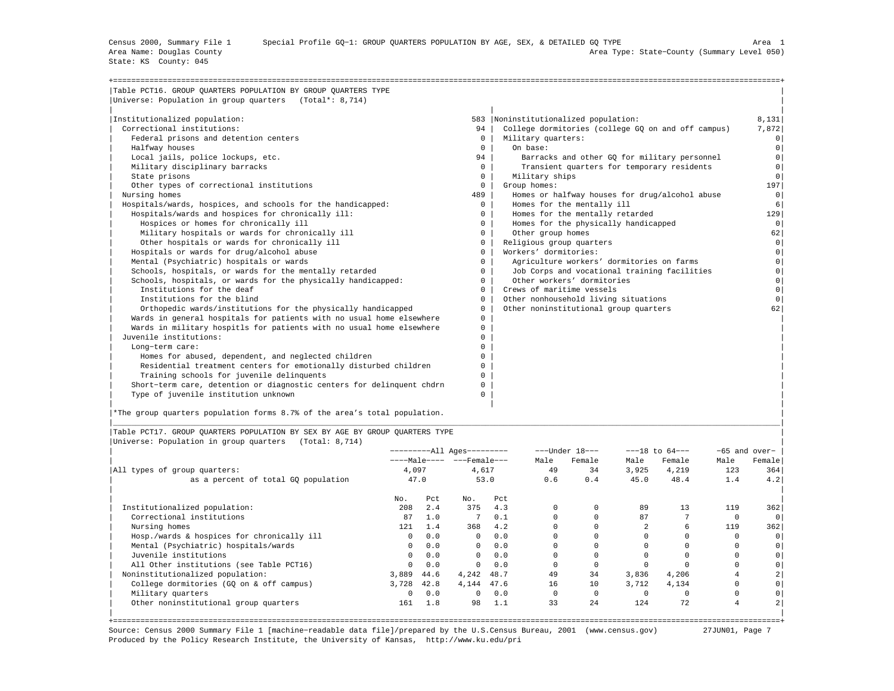Census 2000, Summary File 1 Special Profile GQ-1: GROUP QUARTERS POPULATION BY AGE, SEX, & DETAILED GQ TYPE Area 1
Area Name: Douglas County Area Type: State-County (Summary Level 050)
State: KS County: 045

## Table PCT16. GROUP QUARTERS POPULATION BY GROUP QUARTERS TYPE

Universe: Population in group quarters (Total*: 8,714)

| Institutionalized population: | 583 | Noninstitutionalized population: | 8,131 |
|---|---|---|---|
| Correctional institutions: | 94 | College dormitories (college GQ on and off campus) | 7,872 |
| Federal prisons and detention centers | 0 | Military quarters: | 0 |
| Halfway houses | 0 | On base: | 0 |
| Local jails, police lockups, etc. | 94 | Barracks and other GQ for military personnel | 0 |
| Military disciplinary barracks | 0 | Transient quarters for temporary residents | 0 |
| State prisons | 0 | Military ships | 0 |
| Other types of correctional institutions | 0 | Group homes: | 197 |
| Nursing homes | 489 | Homes or halfway houses for drug/alcohol abuse | 0 |
| Hospitals/wards, hospices, and schools for the handicapped: | 0 | Homes for the mentally ill | 6 |
| Hospitals/wards and hospices for chronically ill: | 0 | Homes for the mentally retarded | 129 |
| Hospices or homes for chronically ill | 0 | Homes for the physically handicapped | 0 |
| Military hospitals or wards for chronically ill | 0 | Other group homes | 62 |
| Other hospitals or wards for chronically ill | 0 | Religious group quarters | 0 |
| Hospitals or wards for drug/alcohol abuse | 0 | Workers' dormitories: | 0 |
| Mental (Psychiatric) hospitals or wards | 0 | Agriculture workers' dormitories on farms | 0 |
| Schools, hospitals, or wards for the mentally retarded | 0 | Job Corps and vocational training facilities | 0 |
| Schools, hospitals, or wards for the physically handicapped: | 0 | Other workers' dormitories | 0 |
| Institutions for the deaf | 0 | Crews of maritime vessels | 0 |
| Institutions for the blind | 0 | Other nonhousehold living situations | 0 |
| Orthopedic wards/institutions for the physically handicapped | 0 | Other noninstitutional group quarters | 62 |
| Wards in general hospitals for patients with no usual home elsewhere | 0 | | |
| Wards in military hospitls for patients with no usual home elsewhere | 0 | | |
| Juvenile institutions: | 0 | | |
| Long-term care: | 0 | | |
| Homes for abused, dependent, and neglected children | 0 | | |
| Residential treatment centers for emotionally disturbed children | 0 | | |
| Training schools for juvenile delinquents | 0 | | |
| Short-term care, detention or diagnostic centers for delinquent chdrn | 0 | | |
| Type of juvenile institution unknown | 0 | | |

*The group quarters population forms 8.7% of the area's total population.

## Table PCT17. GROUP QUARTERS POPULATION BY SEX BY AGE BY GROUP QUARTERS TYPE

Universe: Population in group quarters (Total: 8,714)

| | All Ages | | | | Under 18 | | 18 to 64 | | 65 and over | |
|---|---|---|---|---|---|---|---|---|---|---|
| | Male | | Female | | Male | Female | Male | Female | Male | Female |
| All types of group quarters: | 4,097 | | 4,617 | | 49 | 34 | 3,925 | 4,219 | 123 | 364 |
| as a percent of total GQ population | 47.0 | | 53.0 | | 0.6 | 0.4 | 45.0 | 48.4 | 1.4 | 4.2 |
| | No. | Pct | No. | Pct | | | | | | |
| Institutionalized population: | 208 | 2.4 | 375 | 4.3 | 0 | 0 | 89 | 13 | 119 | 362 |
| Correctional institutions | 87 | 1.0 | 7 | 0.1 | 0 | 0 | 87 | 7 | 0 | 0 |
| Nursing homes | 121 | 1.4 | 368 | 4.2 | 0 | 0 | 2 | 6 | 119 | 362 |
| Hosp./wards & hospices for chronically ill | 0 | 0.0 | 0 | 0.0 | 0 | 0 | 0 | 0 | 0 | 0 |
| Mental (Psychiatric) hospitals/wards | 0 | 0.0 | 0 | 0.0 | 0 | 0 | 0 | 0 | 0 | 0 |
| Juvenile institutions | 0 | 0.0 | 0 | 0.0 | 0 | 0 | 0 | 0 | 0 | 0 |
| All Other institutions (see Table PCT16) | 0 | 0.0 | 0 | 0.0 | 0 | 0 | 0 | 0 | 0 | 0 |
| Noninstitutionalized population: | 3,889 | 44.6 | 4,242 | 48.7 | 49 | 34 | 3,836 | 4,206 | 4 | 2 |
| College dormitories (GQ on & off campus) | 3,728 | 42.8 | 4,144 | 47.6 | 16 | 10 | 3,712 | 4,134 | 0 | 0 |
| Military quarters | 0 | 0.0 | 0 | 0.0 | 0 | 0 | 0 | 0 | 0 | 0 |
| Other noninstitutional group quarters | 161 | 1.8 | 98 | 1.1 | 33 | 24 | 124 | 72 | 4 | 2 |

Source: Census 2000 Summary File 1 [machine-readable data file]/prepared by the U.S.Census Bureau, 2001 (www.census.gov) 27JUN01
Produced by the Policy Research Institute, the University of Kansas, http://www.ku.edu/pri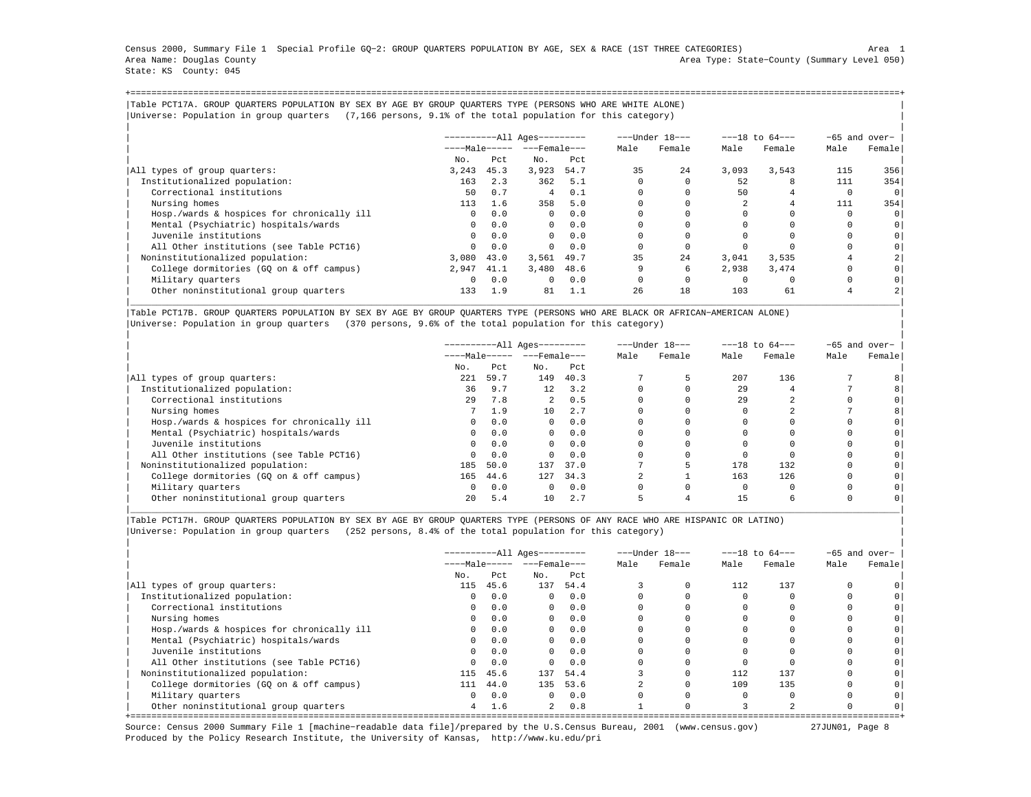Census 2000, Summary File 1 Special Profile GQ-2: GROUP QUARTERS POPULATION BY AGE, SEX & RACE (1ST THREE CATEGORIES)

Area Name: Douglas County

Area Type: State-County (Summary Level 050)

State: KS County: 045

## Table PCT17A. GROUP QUARTERS POPULATION BY SEX BY AGE BY GROUP QUARTERS TYPE (PERSONS WHO ARE WHITE ALONE)

Universe: Population in group quarters (7,166 persons, 9.1% of the total population for this category)

| | All Ages | | | | Under 18 | | 18 to 64 | | 65 and over | |
|---|---|---|---|---|---|---|---|---|---|---|
| | Male | | Female | | | | | | | |
| | No. | Pct | No. | Pct | Male | Female | Male | Female | Male | Female |
| All types of group quarters: | 3,243 | 45.3 | 3,923 | 54.7 | 35 | 24 | 3,093 | 3,543 | 115 | 356 |
| Institutionalized population: | 163 | 2.3 | 362 | 5.1 | 0 | 0 | 52 | 8 | 111 | 354 |
| Correctional institutions | 50 | 0.7 | 4 | 0.1 | 0 | 0 | 50 | 4 | 0 | 0 |
| Nursing homes | 113 | 1.6 | 358 | 5.0 | 0 | 0 | 2 | 4 | 111 | 354 |
| Hosp./wards & hospices for chronically ill | 0 | 0.0 | 0 | 0.0 | 0 | 0 | 0 | 0 | 0 | 0 |
| Mental (Psychiatric) hospitals/wards | 0 | 0.0 | 0 | 0.0 | 0 | 0 | 0 | 0 | 0 | 0 |
| Juvenile institutions | 0 | 0.0 | 0 | 0.0 | 0 | 0 | 0 | 0 | 0 | 0 |
| All Other institutions (see Table PCT16) | 0 | 0.0 | 0 | 0.0 | 0 | 0 | 0 | 0 | 0 | 0 |
| Noninstitutionalized population: | 3,080 | 43.0 | 3,561 | 49.7 | 35 | 24 | 3,041 | 3,535 | 4 | 2 |
| College dormitories (GQ on & off campus) | 2,947 | 41.1 | 3,480 | 48.6 | 9 | 6 | 2,938 | 3,474 | 0 | 0 |
| Military quarters | 0 | 0.0 | 0 | 0.0 | 0 | 0 | 0 | 0 | 0 | 0 |
| Other noninstitutional group quarters | 133 | 1.9 | 81 | 1.1 | 26 | 18 | 103 | 61 | 4 | 2 |

## Table PCT17B. GROUP QUARTERS POPULATION BY SEX BY AGE BY GROUP QUARTERS TYPE (PERSONS WHO ARE BLACK OR AFRICAN-AMERICAN ALONE)

Universe: Population in group quarters (370 persons, 9.6% of the total population for this category)

| | All Ages | | | | Under 18 | | 18 to 64 | | 65 and over | |
|---|---|---|---|---|---|---|---|---|---|---|
| | Male | | Female | | | | | | | |
| | No. | Pct | No. | Pct | Male | Female | Male | Female | Male | Female |
| All types of group quarters: | 221 | 59.7 | 149 | 40.3 | 7 | 5 | 207 | 136 | 7 | 8 |
| Institutionalized population: | 36 | 9.7 | 12 | 3.2 | 0 | 0 | 29 | 4 | 7 | 8 |
| Correctional institutions | 29 | 7.8 | 2 | 0.5 | 0 | 0 | 29 | 2 | 0 | 0 |
| Nursing homes | 7 | 1.9 | 10 | 2.7 | 0 | 0 | 0 | 2 | 7 | 8 |
| Hosp./wards & hospices for chronically ill | 0 | 0.0 | 0 | 0.0 | 0 | 0 | 0 | 0 | 0 | 0 |
| Mental (Psychiatric) hospitals/wards | 0 | 0.0 | 0 | 0.0 | 0 | 0 | 0 | 0 | 0 | 0 |
| Juvenile institutions | 0 | 0.0 | 0 | 0.0 | 0 | 0 | 0 | 0 | 0 | 0 |
| All Other institutions (see Table PCT16) | 0 | 0.0 | 0 | 0.0 | 0 | 0 | 0 | 0 | 0 | 0 |
| Noninstitutionalized population: | 185 | 50.0 | 137 | 37.0 | 7 | 5 | 178 | 132 | 0 | 0 |
| College dormitories (GQ on & off campus) | 165 | 44.6 | 127 | 34.3 | 2 | 1 | 163 | 126 | 0 | 0 |
| Military quarters | 0 | 0.0 | 0 | 0.0 | 0 | 0 | 0 | 0 | 0 | 0 |
| Other noninstitutional group quarters | 20 | 5.4 | 10 | 2.7 | 5 | 4 | 15 | 6 | 0 | 0 |

## Table PCT17H. GROUP QUARTERS POPULATION BY SEX BY AGE BY GROUP QUARTERS TYPE (PERSONS OF ANY RACE WHO ARE HISPANIC OR LATINO)

Universe: Population in group quarters (252 persons, 8.4% of the total population for this category)

| | All Ages | | | | Under 18 | | 18 to 64 | | 65 and over | |
|---|---|---|---|---|---|---|---|---|---|---|
| | Male | | Female | | | | | | | |
| | No. | Pct | No. | Pct | Male | Female | Male | Female | Male | Female |
| All types of group quarters: | 115 | 45.6 | 137 | 54.4 | 3 | 0 | 112 | 137 | 0 | 0 |
| Institutionalized population: | 0 | 0.0 | 0 | 0.0 | 0 | 0 | 0 | 0 | 0 | 0 |
| Correctional institutions | 0 | 0.0 | 0 | 0.0 | 0 | 0 | 0 | 0 | 0 | 0 |
| Nursing homes | 0 | 0.0 | 0 | 0.0 | 0 | 0 | 0 | 0 | 0 | 0 |
| Hosp./wards & hospices for chronically ill | 0 | 0.0 | 0 | 0.0 | 0 | 0 | 0 | 0 | 0 | 0 |
| Mental (Psychiatric) hospitals/wards | 0 | 0.0 | 0 | 0.0 | 0 | 0 | 0 | 0 | 0 | 0 |
| Juvenile institutions | 0 | 0.0 | 0 | 0.0 | 0 | 0 | 0 | 0 | 0 | 0 |
| All Other institutions (see Table PCT16) | 0 | 0.0 | 0 | 0.0 | 0 | 0 | 0 | 0 | 0 | 0 |
| Noninstitutionalized population: | 115 | 45.6 | 137 | 54.4 | 3 | 0 | 112 | 137 | 0 | 0 |
| College dormitories (GQ on & off campus) | 111 | 44.0 | 135 | 53.6 | 2 | 0 | 109 | 135 | 0 | 0 |
| Military quarters | 0 | 0.0 | 0 | 0.0 | 0 | 0 | 0 | 0 | 0 | 0 |
| Other noninstitutional group quarters | 4 | 1.6 | 2 | 0.8 | 1 | 0 | 3 | 2 | 0 | 0 |

Source: Census 2000 Summary File 1 [machine-readable data file]/prepared by the U.S.Census Bureau, 2001 (www.census.gov) 27JUN01

Produced by the Policy Research Institute, the University of Kansas, http://www.ku.edu/pri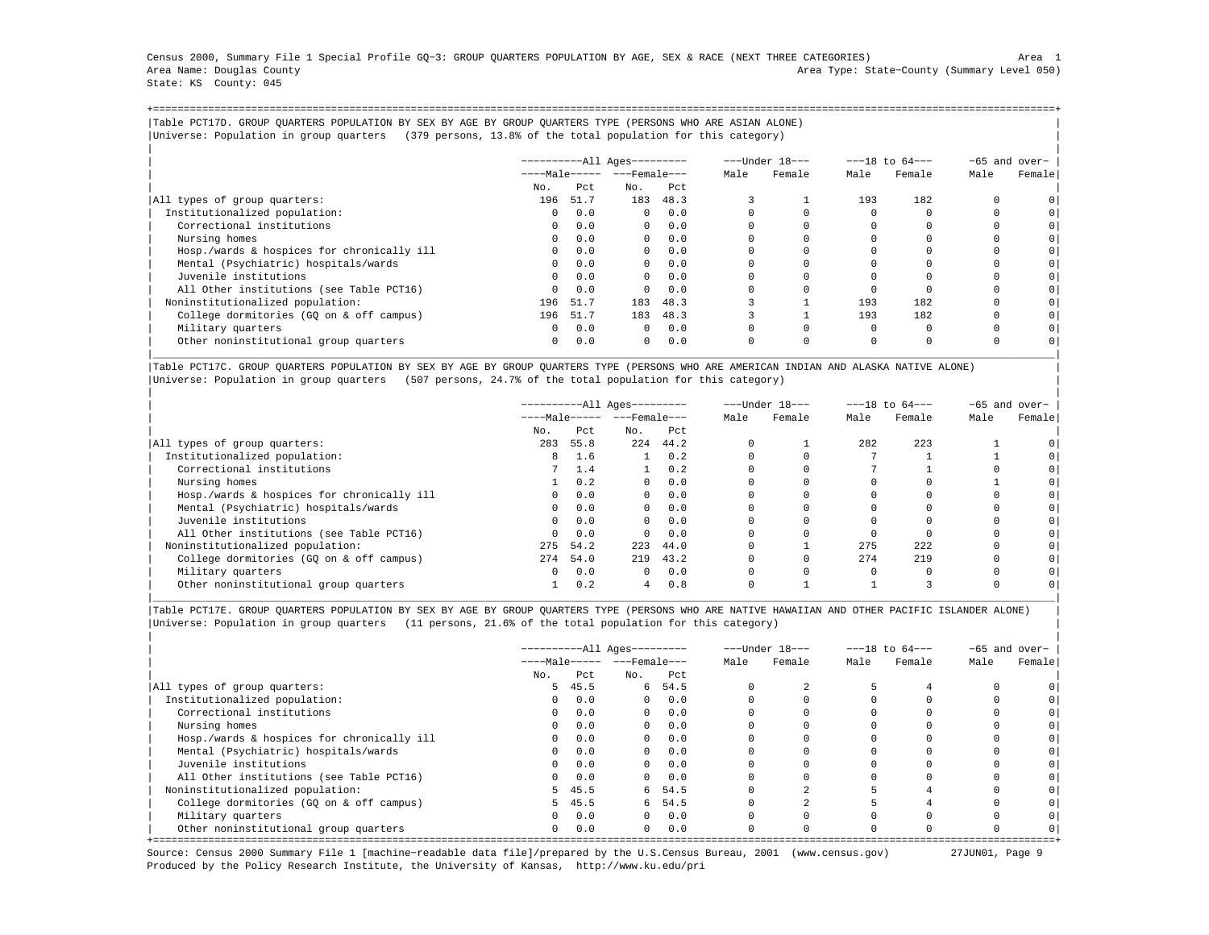Census 2000, Summary File 1 Special Profile GQ-3: GROUP QUARTERS POPULATION BY AGE, SEX & RACE (NEXT THREE CATEGORIES) Area 1
Area Name: Douglas County Area Type: State-County (Summary Level 050)
State: KS County: 045

## Table PCT17D. GROUP QUARTERS POPULATION BY SEX BY AGE BY GROUP QUARTERS TYPE (PERSONS WHO ARE ASIAN ALONE)

Universe: Population in group quarters (379 persons, 13.8% of the total population for this category)

| | All Ages | | | | Under 18 | | 18 to 64 | | 65 and over | |
|---|---|---|---|---|---|---|---|---|---|---|
| | Male | | Female | | Male | Female | Male | Female | Male | Female |
| | No. | Pct | No. | Pct | | | | | | |
| All types of group quarters: | 196 | 51.7 | 183 | 48.3 | 3 | 1 | 193 | 182 | 0 | 0 |
| Institutionalized population: | 0 | 0.0 | 0 | 0.0 | 0 | 0 | 0 | 0 | 0 | 0 |
| Correctional institutions | 0 | 0.0 | 0 | 0.0 | 0 | 0 | 0 | 0 | 0 | 0 |
| Nursing homes | 0 | 0.0 | 0 | 0.0 | 0 | 0 | 0 | 0 | 0 | 0 |
| Hosp./wards & hospices for chronically ill | 0 | 0.0 | 0 | 0.0 | 0 | 0 | 0 | 0 | 0 | 0 |
| Mental (Psychiatric) hospitals/wards | 0 | 0.0 | 0 | 0.0 | 0 | 0 | 0 | 0 | 0 | 0 |
| Juvenile institutions | 0 | 0.0 | 0 | 0.0 | 0 | 0 | 0 | 0 | 0 | 0 |
| All Other institutions (see Table PCT16) | 0 | 0.0 | 0 | 0.0 | 0 | 0 | 0 | 0 | 0 | 0 |
| Noninstitutionalized population: | 196 | 51.7 | 183 | 48.3 | 3 | 1 | 193 | 182 | 0 | 0 |
| College dormitories (GQ on & off campus) | 196 | 51.7 | 183 | 48.3 | 3 | 1 | 193 | 182 | 0 | 0 |
| Military quarters | 0 | 0.0 | 0 | 0.0 | 0 | 0 | 0 | 0 | 0 | 0 |
| Other noninstitutional group quarters | 0 | 0.0 | 0 | 0.0 | 0 | 0 | 0 | 0 | 0 | 0 |

## Table PCT17C. GROUP QUARTERS POPULATION BY SEX BY AGE BY GROUP QUARTERS TYPE (PERSONS WHO ARE AMERICAN INDIAN AND ALASKA NATIVE ALONE)

Universe: Population in group quarters (507 persons, 24.7% of the total population for this category)

| | All Ages | | | | Under 18 | | 18 to 64 | | 65 and over | |
|---|---|---|---|---|---|---|---|---|---|---|
| | Male | | Female | | Male | Female | Male | Female | Male | Female |
| | No. | Pct | No. | Pct | | | | | | |
| All types of group quarters: | 283 | 55.8 | 224 | 44.2 | 0 | 1 | 282 | 223 | 1 | 0 |
| Institutionalized population: | 8 | 1.6 | 1 | 0.2 | 0 | 0 | 7 | 1 | 1 | 0 |
| Correctional institutions | 7 | 1.4 | 1 | 0.2 | 0 | 0 | 7 | 1 | 0 | 0 |
| Nursing homes | 1 | 0.2 | 0 | 0.0 | 0 | 0 | 0 | 0 | 1 | 0 |
| Hosp./wards & hospices for chronically ill | 0 | 0.0 | 0 | 0.0 | 0 | 0 | 0 | 0 | 0 | 0 |
| Mental (Psychiatric) hospitals/wards | 0 | 0.0 | 0 | 0.0 | 0 | 0 | 0 | 0 | 0 | 0 |
| Juvenile institutions | 0 | 0.0 | 0 | 0.0 | 0 | 0 | 0 | 0 | 0 | 0 |
| All Other institutions (see Table PCT16) | 0 | 0.0 | 0 | 0.0 | 0 | 0 | 0 | 0 | 0 | 0 |
| Noninstitutionalized population: | 275 | 54.2 | 223 | 44.0 | 0 | 1 | 275 | 222 | 0 | 0 |
| College dormitories (GQ on & off campus) | 274 | 54.0 | 219 | 43.2 | 0 | 0 | 274 | 219 | 0 | 0 |
| Military quarters | 0 | 0.0 | 0 | 0.0 | 0 | 0 | 0 | 0 | 0 | 0 |
| Other noninstitutional group quarters | 1 | 0.2 | 4 | 0.8 | 0 | 1 | 1 | 3 | 0 | 0 |

## Table PCT17E. GROUP QUARTERS POPULATION BY SEX BY AGE BY GROUP QUARTERS TYPE (PERSONS WHO ARE NATIVE HAWAIIAN AND OTHER PACIFIC ISLANDER ALONE)

Universe: Population in group quarters (11 persons, 21.6% of the total population for this category)

| | All Ages | | | | Under 18 | | 18 to 64 | | 65 and over | |
|---|---|---|---|---|---|---|---|---|---|---|
| | Male | | Female | | Male | Female | Male | Female | Male | Female |
| | No. | Pct | No. | Pct | | | | | | |
| All types of group quarters: | 5 | 45.5 | 6 | 54.5 | 0 | 2 | 5 | 4 | 0 | 0 |
| Institutionalized population: | 0 | 0.0 | 0 | 0.0 | 0 | 0 | 0 | 0 | 0 | 0 |
| Correctional institutions | 0 | 0.0 | 0 | 0.0 | 0 | 0 | 0 | 0 | 0 | 0 |
| Nursing homes | 0 | 0.0 | 0 | 0.0 | 0 | 0 | 0 | 0 | 0 | 0 |
| Hosp./wards & hospices for chronically ill | 0 | 0.0 | 0 | 0.0 | 0 | 0 | 0 | 0 | 0 | 0 |
| Mental (Psychiatric) hospitals/wards | 0 | 0.0 | 0 | 0.0 | 0 | 0 | 0 | 0 | 0 | 0 |
| Juvenile institutions | 0 | 0.0 | 0 | 0.0 | 0 | 0 | 0 | 0 | 0 | 0 |
| All Other institutions (see Table PCT16) | 0 | 0.0 | 0 | 0.0 | 0 | 0 | 0 | 0 | 0 | 0 |
| Noninstitutionalized population: | 5 | 45.5 | 6 | 54.5 | 0 | 2 | 5 | 4 | 0 | 0 |
| College dormitories (GQ on & off campus) | 5 | 45.5 | 6 | 54.5 | 0 | 2 | 5 | 4 | 0 | 0 |
| Military quarters | 0 | 0.0 | 0 | 0.0 | 0 | 0 | 0 | 0 | 0 | 0 |
| Other noninstitutional group quarters | 0 | 0.0 | 0 | 0.0 | 0 | 0 | 0 | 0 | 0 | 0 |

Source: Census 2000 Summary File 1 [machine-readable data file]/prepared by the U.S.Census Bureau, 2001 (www.census.gov) 27JUN01
Produced by the Policy Research Institute, the University of Kansas, http://www.ku.edu/pri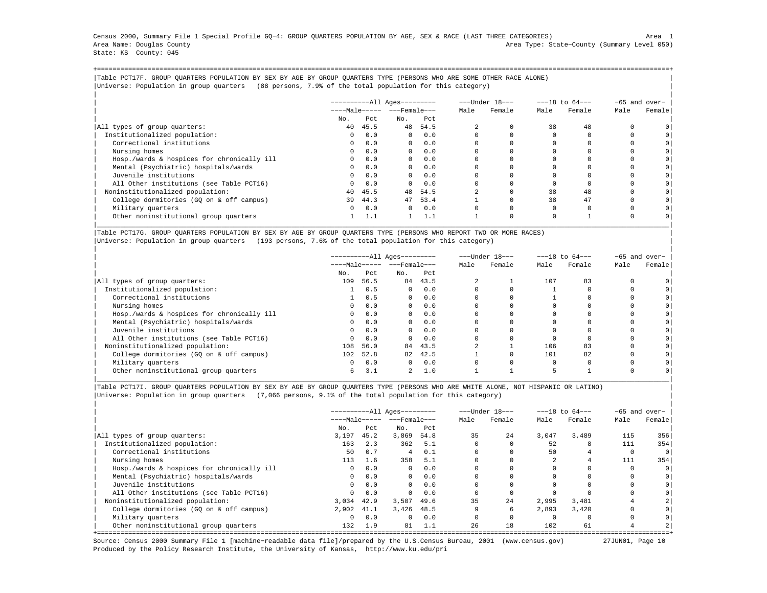Census 2000, Summary File 1 Special Profile GQ-4: GROUP QUARTERS POPULATION BY AGE, SEX & RACE (LAST THREE CATEGORIES)

Area Name: Douglas County

State: KS County: 045

Area 1

Area Type: State-County (Summary Level 050)

### Table PCT17F. GROUP QUARTERS POPULATION BY SEX BY AGE BY GROUP QUARTERS TYPE (PERSONS WHO ARE SOME OTHER RACE ALONE)

Universe: Population in group quarters (88 persons, 7.9% of the total population for this category)

| | All Ages | | | | Under 18 | | 18 to 64 | | 65 and over | |
|---|---|---|---|---|---|---|---|---|---|---|
| | Male | | Female | | | | | | | |
| | No. | Pct | No. | Pct | Male | Female | Male | Female | Male | Female |
| All types of group quarters: | 40 | 45.5 | 48 | 54.5 | 2 | 0 | 38 | 48 | 0 | 0 |
| Institutionalized population: | 0 | 0.0 | 0 | 0.0 | 0 | 0 | 0 | 0 | 0 | 0 |
| Correctional institutions | 0 | 0.0 | 0 | 0.0 | 0 | 0 | 0 | 0 | 0 | 0 |
| Nursing homes | 0 | 0.0 | 0 | 0.0 | 0 | 0 | 0 | 0 | 0 | 0 |
| Hosp./wards & hospices for chronically ill | 0 | 0.0 | 0 | 0.0 | 0 | 0 | 0 | 0 | 0 | 0 |
| Mental (Psychiatric) hospitals/wards | 0 | 0.0 | 0 | 0.0 | 0 | 0 | 0 | 0 | 0 | 0 |
| Juvenile institutions | 0 | 0.0 | 0 | 0.0 | 0 | 0 | 0 | 0 | 0 | 0 |
| All Other institutions (see Table PCT16) | 0 | 0.0 | 0 | 0.0 | 0 | 0 | 0 | 0 | 0 | 0 |
| Noninstitutionalized population: | 40 | 45.5 | 48 | 54.5 | 2 | 0 | 38 | 48 | 0 | 0 |
| College dormitories (GQ on & off campus) | 39 | 44.3 | 47 | 53.4 | 1 | 0 | 38 | 47 | 0 | 0 |
| Military quarters | 0 | 0.0 | 0 | 0.0 | 0 | 0 | 0 | 0 | 0 | 0 |
| Other noninstitutional group quarters | 1 | 1.1 | 1 | 1.1 | 1 | 0 | 0 | 1 | 0 | 0 |

### Table PCT17G. GROUP QUARTERS POPULATION BY SEX BY AGE BY GROUP QUARTERS TYPE (PERSONS WHO REPORT TWO OR MORE RACES)

Universe: Population in group quarters (193 persons, 7.6% of the total population for this category)

| | All Ages | | | | Under 18 | | 18 to 64 | | 65 and over | |
|---|---|---|---|---|---|---|---|---|---|---|
| | Male | | Female | | | | | | | |
| | No. | Pct | No. | Pct | Male | Female | Male | Female | Male | Female |
| All types of group quarters: | 109 | 56.5 | 84 | 43.5 | 2 | 1 | 107 | 83 | 0 | 0 |
| Institutionalized population: | 1 | 0.5 | 0 | 0.0 | 0 | 0 | 1 | 0 | 0 | 0 |
| Correctional institutions | 1 | 0.5 | 0 | 0.0 | 0 | 0 | 1 | 0 | 0 | 0 |
| Nursing homes | 0 | 0.0 | 0 | 0.0 | 0 | 0 | 0 | 0 | 0 | 0 |
| Hosp./wards & hospices for chronically ill | 0 | 0.0 | 0 | 0.0 | 0 | 0 | 0 | 0 | 0 | 0 |
| Mental (Psychiatric) hospitals/wards | 0 | 0.0 | 0 | 0.0 | 0 | 0 | 0 | 0 | 0 | 0 |
| Juvenile institutions | 0 | 0.0 | 0 | 0.0 | 0 | 0 | 0 | 0 | 0 | 0 |
| All Other institutions (see Table PCT16) | 0 | 0.0 | 0 | 0.0 | 0 | 0 | 0 | 0 | 0 | 0 |
| Noninstitutionalized population: | 108 | 56.0 | 84 | 43.5 | 2 | 1 | 106 | 83 | 0 | 0 |
| College dormitories (GQ on & off campus) | 102 | 52.8 | 82 | 42.5 | 1 | 0 | 101 | 82 | 0 | 0 |
| Military quarters | 0 | 0.0 | 0 | 0.0 | 0 | 0 | 0 | 0 | 0 | 0 |
| Other noninstitutional group quarters | 6 | 3.1 | 2 | 1.0 | 1 | 1 | 5 | 1 | 0 | 0 |

### Table PCT17I. GROUP QUARTERS POPULATION BY SEX BY AGE BY GROUP QUARTERS TYPE (PERSONS WHO ARE WHITE ALONE, NOT HISPANIC OR LATINO)

Universe: Population in group quarters (7,066 persons, 9.1% of the total population for this category)

| | All Ages | | | | Under 18 | | 18 to 64 | | 65 and over | |
|---|---|---|---|---|---|---|---|---|---|---|
| | Male | | Female | | | | | | | |
| | No. | Pct | No. | Pct | Male | Female | Male | Female | Male | Female |
| All types of group quarters: | 3,197 | 45.2 | 3,869 | 54.8 | 35 | 24 | 3,047 | 3,489 | 115 | 356 |
| Institutionalized population: | 163 | 2.3 | 362 | 5.1 | 0 | 0 | 52 | 8 | 111 | 354 |
| Correctional institutions | 50 | 0.7 | 4 | 0.1 | 0 | 0 | 50 | 4 | 0 | 0 |
| Nursing homes | 113 | 1.6 | 358 | 5.1 | 0 | 0 | 2 | 4 | 111 | 354 |
| Hosp./wards & hospices for chronically ill | 0 | 0.0 | 0 | 0.0 | 0 | 0 | 0 | 0 | 0 | 0 |
| Mental (Psychiatric) hospitals/wards | 0 | 0.0 | 0 | 0.0 | 0 | 0 | 0 | 0 | 0 | 0 |
| Juvenile institutions | 0 | 0.0 | 0 | 0.0 | 0 | 0 | 0 | 0 | 0 | 0 |
| All Other institutions (see Table PCT16) | 0 | 0.0 | 0 | 0.0 | 0 | 0 | 0 | 0 | 0 | 0 |
| Noninstitutionalized population: | 3,034 | 42.9 | 3,507 | 49.6 | 35 | 24 | 2,995 | 3,481 | 4 | 2 |
| College dormitories (GQ on & off campus) | 2,902 | 41.1 | 3,426 | 48.5 | 9 | 6 | 2,893 | 3,420 | 0 | 0 |
| Military quarters | 0 | 0.0 | 0 | 0.0 | 0 | 0 | 0 | 0 | 0 | 0 |
| Other noninstitutional group quarters | 132 | 1.9 | 81 | 1.1 | 26 | 18 | 102 | 61 | 4 | 2 |

Source: Census 2000 Summary File 1 [machine-readable data file]/prepared by the U.S.Census Bureau, 2001 (www.census.gov) 27JUN01, Page 10

Produced by the Policy Research Institute, the University of Kansas, http://www.ku.edu/pri